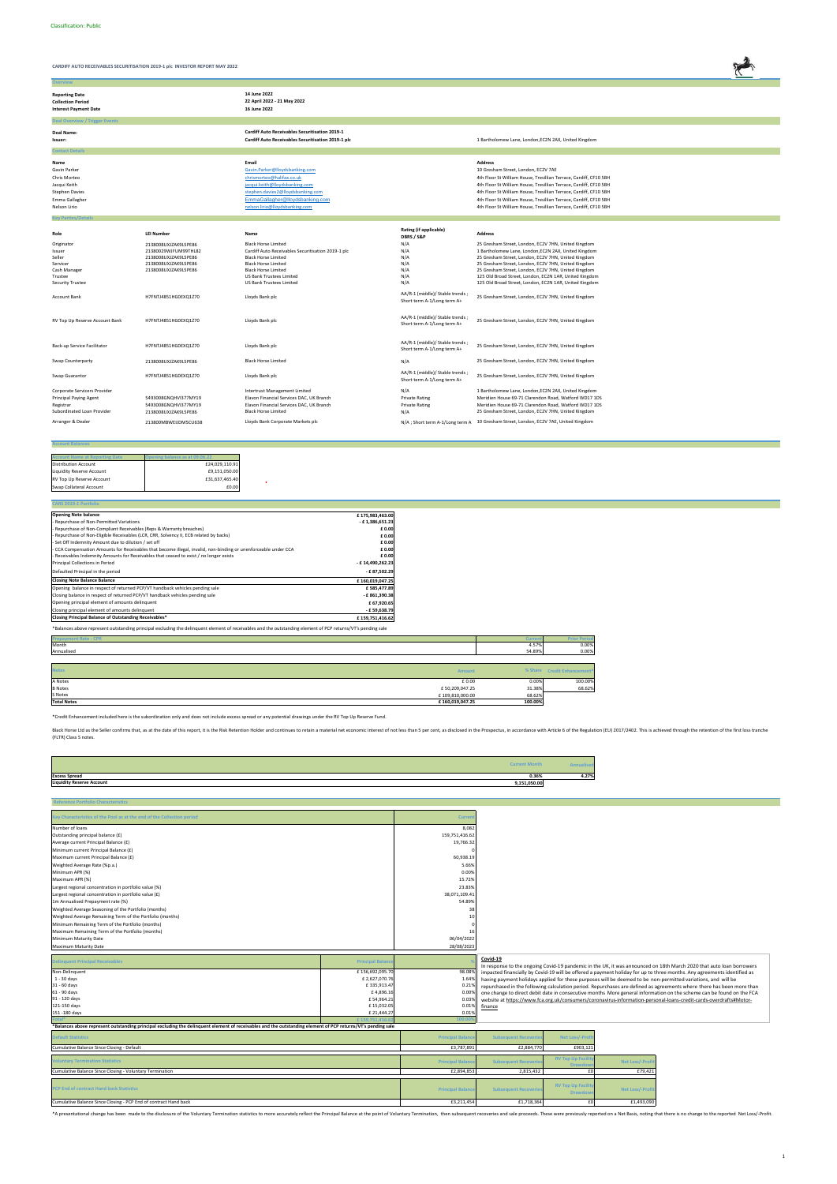Classification: Public

**CARDIFF AUTO RECEIVABLES SECURITISATION 2019-1 plc INVESTOR REPORT MAY 2022**

## Overview

| | |
|---|---|
| **Reporting Date** | **14 June 2022** |
| **Collection Period** | **22 April 2022 - 21 May 2022** |
| **Interest Payment Date** | **16 June 2022** |

## Deal Overview / Trigger Events

| | | |
|---|---|---|
| **Deal Name:** | **Cardiff Auto Receivables Securitisation 2019-1** | |
| **Issuer:** | **Cardiff Auto Receivables Securitisation 2019-1 plc** | 1 Bartholomew Lane, London,EC2N 2AX, United Kingdom |

## Contact Details

| Name | Email | Address |
|---|---|---|
| Gavin Parker | Gavin.Parker@lloydsbanking.com | 10 Gresham Street, London, EC2V 7AE |
| Chris Morteo | chrismorteo@halifax.co.uk | 4th Floor St William House, Tresillian Terrace, Cardiff, CF10 5BH |
| Jacqui Keith | jacqui.keith@lloydsbanking.com | 4th Floor St William House, Tresillian Terrace, Cardiff, CF10 5BH |
| Stephen Davies | stephen.davies2@lloydsbanking.com | 4th Floor St William House, Tresillian Terrace, Cardiff, CF10 5BH |
| Emma Gallagher | EmmaGallagher@lloydsbanking.com | 4th Floor St William House, Tresillian Terrace, Cardiff, CF10 5BH |
| Nelson Lirio | nelson.lirio@lloydsbanking.com | 4th Floor St William House, Tresillian Terrace, Cardiff, CF10 5BH |

## Key Parties/Details

| Role | LEI Number | Name | Rating (if applicable) DBRS / S&P | Address |
|---|---|---|---|---|
| Originator | 2138008UXJZAK9L5PE86 | Black Horse Limited | N/A | 25 Gresham Street, London, EC2V 7HN, United Kingdom |
| Issuer | 2138002SWJFUM99THL82 | Cardiff Auto Receivables Securitisation 2019-1 plc | N/A | 1 Bartholomew Lane, London,EC2N 2AX, United Kingdom |
| Seller | 2138008UXJZAK9L5PE86 | Black Horse Limited | N/A | 25 Gresham Street, London, EC2V 7HN, United Kingdom |
| Servicer | 2138008UXJZAK9L5PE86 | Black Horse Limited | N/A | 25 Gresham Street, London, EC2V 7HN, United Kingdom |
| Cash Manager | 2138008UXJZAK9L5PE86 | Black Horse Limited | N/A | 25 Gresham Street, London, EC2V 7HN, United Kingdom |
| Trustee | | US Bank Trustees Limited | N/A | 125 Old Broad Street, London, EC2N 1AR, United Kingdom |
| Security Trustee | | US Bank Trustees Limited | N/A | 125 Old Broad Street, London, EC2N 1AR, United Kingdom |
| Account Bank | H7FNTJ4851HG0EXQ1Z70 | Lloyds Bank plc | AA/R-1 (middle)/ Stable trends ; Short term A-1/Long term A+ | 25 Gresham Street, London, EC2V 7HN, United Kingdom |
| RV Top Up Reserve Account Bank | H7FNTJ4851HG0EXQ1Z70 | Lloyds Bank plc | AA/R-1 (middle)/ Stable trends ; Short term A-1/Long term A+ | 25 Gresham Street, London, EC2V 7HN, United Kingdom |
| Back-up Service Facilitator | H7FNTJ4851HG0EXQ1Z70 | Lloyds Bank plc | AA/R-1 (middle)/ Stable trends ; Short term A-1/Long term A+ | 25 Gresham Street, London, EC2V 7HN, United Kingdom |
| Swap Counterparty | 2138008UXJZAK9L5PE86 | Black Horse Limited | N/A | 25 Gresham Street, London, EC2V 7HN, United Kingdom |
| Swap Guarantor | H7FNTJ4851HG0EXQ1Z70 | Lloyds Bank plc | AA/R-1 (middle)/ Stable trends ; Short term A-1/Long term A+ | 25 Gresham Street, London, EC2V 7HN, United Kingdom |
| Corporate Servicers Provider | | Intertrust Management Limited | N/A | 1 Bartholomew Lane, London,EC2N 2AX, United Kingdom |
| Principal Paying Agent | 549300BGNQHVI377MY19 | Elavon Financial Services DAC, UK Branch | Private Rating | Meridien House 69-71 Clarendon Road, Watford WD17 1DS |
| Registrar | 549300BGNQHVI377MY19 | Elavon Financial Services DAC, UK Branch | Private Rating | Meridien House 69-71 Clarendon Road, Watford WD17 1DS |
| Subordinated Loan Provider | 2138008UXJZAK9L5PE86 | Black Horse Limited | N/A | 25 Gresham Street, London, EC2V 7HN, United Kingdom |
| Arranger & Dealer | 213800MBWEIJDM5CU638 | Lloyds Bank Corporate Markets plc | N/A ; Short term A-1/Long term A | 10 Gresham Street, London, EC2V 7AE, United Kingdom |

## Account Balances

| Account Name at Reporting Date | Opening balance as at 05.05.22 |
|---|---|
| Distribution Account | £24,029,110.01 |
| Liquidity Reserve Account | £9,151,050.00 |
| RV Top Up Reserve Account | £31,637,465.40 |
| Swap Collateral Account | £0.00 |

## CARS 2019-1 Portfolio

| | |
|---|---|
| **Opening Note balance** | **£ 175,983,463.00** |
| - Repurchase of Non-Permitted Variations | **- £ 1,386,651.23** |
| - Repurchase of Non-Compliant Receivables (Reps & Warranty breaches) | **£ 0.00** |
| - Repurchase of Non-Eligible Receivables (LCR, CRR, Solvency II, ECB related by backs) | **£ 0.00** |
| - Set Off Indemnity Amount due to dilution / set off | **£ 0.00** |
| - CCA Compensation Amounts for Receivables that become illegal, invalid, non-binding or unenforceable under CCA | **£ 0.00** |
| - Receivables Indemnity Amounts for Receivables that ceased to exist / no longer exists | **£ 0.00** |
| Principal Collections in Period | **- £ 14,490,262.23** |
| Defaulted Principal in the period | **- £ 87,502.29** |
| **Closing Note Balance Balance** | **£ 160,019,047.25** |
| Opening balance in respect of returned PCP/VT handback vehicles pending sale | **£ 585,477.89** |
| Closing balance in respect of returned PCP/VT handback vehicles pending sale | **- £ 861,390.38** |
| Opening principal element of amounts delinquent | **£ 67,920.65** |
| Closing principal element of amounts delinquent | **- £ 59,638.79** |
| **Closing Principal Balance of Outstanding Receivables*** | **£ 159,751,416.62** |

*Balances above represent outstanding principal excluding the delinquent element of receivables and the outstanding element of PCP returns/VT's pending sale

| Prepayment Rate - CPR | Current | Prior Period |
|---|---|---|
| Month | 4.57% | 0.00% |
| Annualised | 54.89% | 0.00% |

| Notes | Amount | % Share | Credit Enhancement* |
|---|---|---|---|
| A Notes | £ 0.00 | 0.00% | 100.00% |
| B Notes | £ 50,209,047.25 | 31.38% | 68.62% |
| S Notes | £ 109,810,000.00 | 68.62% | |
| **Total Notes** | **£ 160,019,047.25** | **100.00%** | |

*Credit Enhancement included here is the subordination only and does not include excess spread or any potential drawings under the RV Top Up Reserve Fund.

Black Horse Ltd as the Seller confirms that, as at the date of this report, it is the Risk Retention Holder and continues to retain a material net economic interest of not less than 5 per cent, as disclosed in the Prospectus, in accordance with Article 6 of the Regulation (EU) 2017/2402. This is achieved through the retention of the first loss tranche (FLTR) Class S notes.

| | Current Month | Annualised |
|---|---|---|
| **Excess Spread** | **0.36%** | **4.27%** |
| **Liquidity Reserve Account** | **9,151,050.00** | |

## Reference Portfolio Characteristics

| Key Characteristics of the Pool as at the end of the Collection period | Current |
|---|---|
| Number of loans | 8,082 |
| Outstanding principal balance (£) | 159,751,416.62 |
| Average current Principal Balance (£) | 19,766.32 |
| Minimum current Principal Balance (£) | 0 |
| Maximum current Principal Balance (£) | 60,938.19 |
| Weighted Average Rate (%p.a.) | 5.66% |
| Minimum APR (%) | 0.00% |
| Maximum APR (%) | 15.72% |
| Largest regional concentration in portfolio value (%) | 23.83% |
| Largest regional concentration in portfolio value (£) | 38,071,109.41 |
| 1m Annualised Prepayment rate (%) | 54.89% |
| Weighted Average Seasoning of the Portfolio (months) | 38 |
| Weighted Average Remaining Term of the Portfolio (months) | 10 |
| Minimum Remaining Term of the Portfolio (months) | 0 |
| Maximum Remaining Term of the Portfolio (months) | 16 |
| Minimum Maturity Date | 06/04/2022 |
| Maximum Maturity Date | 28/08/2023 |

| Delinquent Principal Receivables | Principal Balance | % |
|---|---|---|
| Non-Delinquent | £ 159,692,095.70 | 98.08% |
| 1 - 30 days | £ 2,627,070.76 | 1.64% |
| 31 - 60 days | £ 335,913.47 | 0.21% |
| 61 - 90 days | £ 4,896.16 | 0.00% |
| 91 - 120 days | £ 54,864.21 | 0.03% |
| 121-150 days | £ 15,032.05 | 0.01% |
| 151 -180 days | £ 21,444.27 | 0.01% |
| Total* | £ 159,751,416.62 | 100.00% |

*Balances above represent outstanding principal excluding the delinquent element of receivables and the outstanding element of PCP returns/VT's pending sale

**Covid-19**

In response to the ongoing Covid-19 pandemic in the UK, it was announced on 18th March 2020 that auto loan borrowers impacted financially by Covid-19 will be offered a payment holiday for up to three months. Any agreements identified as having payment holidays applied for these purposes will be deemed to be non-permitted variations, and will be repurchased in the following calculation period. Repurchases are defined as agreements where there has been more than one change to direct debit date in consecutive months. More general information on the scheme can be found on the FCA website at https://www.fca.org.uk/consumers/coronavirus-information-personal-loans-credit-cards-overdrafts#Motor-finance

| Default Statistics | Principal Balance | Subsequent Recoveries | Net Loss/-Profit |
|---|---|---|---|
| Cumulative Balance Since Closing - Default | £3,787,891 | £2,884,770 | £903,121 |

| Voluntary Termination Statistics | Principal Balance | Subsequent Recoveries | RV Top Up Facility Drawdown | Net Loss/-Profit |
|---|---|---|---|---|
| Cumulative Balance Since Closing - Voluntary Termination | £2,894,853 | 2,815,432 | £0 | £79,421 |

| PCP End of contract Hand back Statistics | Principal Balance | Subsequent Recoveries | RV Top Up Facility Drawdown | Net Loss/-Profit |
|---|---|---|---|---|
| Cumulative Balance Since Closing - PCP End of contract Hand back | £3,211,454 | £1,718,364 | £0 | £1,493,090 |

*A presentational change has been made to the disclosure of the Voluntary Termination statistics to more accurately reflect the Principal Balance at the point of Voluntary Termination, then subsequent recoveries and sale proceeds. These were previously reported on a Net Basis, noting that there is no change to the reported Net Loss/-Profit.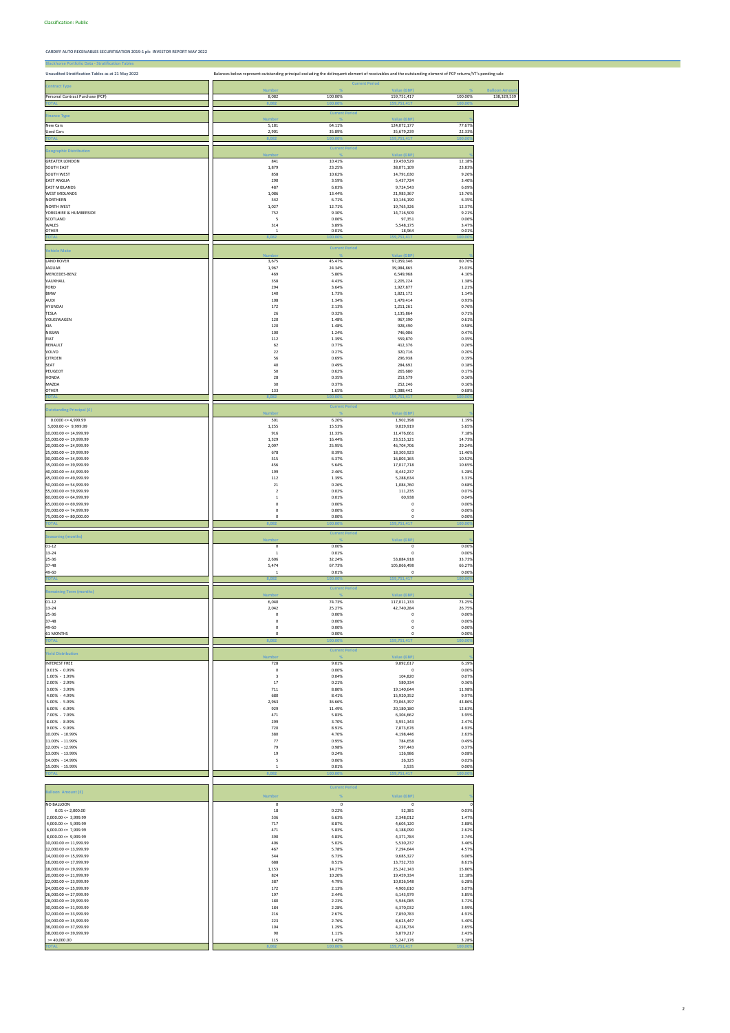Classification: Public

**CARDIFF AUTO RECEIVABLES SECURITISATION 2019-1 plc INVESTOR REPORT MAY 2022**

**Blackhorse Portfolio Data - Stratification Tables**

**Unaudited Stratification Tables as at 21 May 2022**

Balances below represent outstanding principal excluding the delinquent element of receivables and the outstanding element of PCP returns/VT's pending sale

| Contract Type | Current Period | | | | |
|---|---|---|---|---|---|
| | Number | % | Value (GBP) | % | Balloon Amount |
| Personal Contract Purchase (PCP) | 8,082 | 100.00% | 159,751,417 | 100.00% | 138,329,539 |
| TOTAL | 8,082 | 100.00% | 159,751,417 | 100.00% | |

| Finance Type | Current Period | | | |
|---|---|---|---|---|
| | Number | % | Value (GBP) | % |
| New Cars | 5,181 | 64.11% | 124,072,177 | 77.67% |
| Used Cars | 2,901 | 35.89% | 35,679,239 | 22.33% |
| TOTAL | 8,082 | 100.00% | 159,751,417 | 100.00% |

| Geographic Distribution | Current Period | | | |
|---|---|---|---|---|
| | Number | % | Value (GBP) | % |
| GREATER LONDON | 841 | 10.41% | 19,450,529 | 12.18% |
| SOUTH EAST | 1,879 | 23.25% | 38,071,109 | 23.83% |
| SOUTH WEST | 858 | 10.62% | 14,791,630 | 9.26% |
| EAST ANGLIA | 290 | 3.59% | 5,437,724 | 3.40% |
| EAST MIDLANDS | 487 | 6.03% | 9,724,543 | 6.09% |
| WEST MIDLANDS | 1,086 | 13.44% | 21,983,367 | 13.76% |
| NORTHERN | 542 | 6.71% | 10,146,190 | 6.35% |
| NORTH WEST | 1,027 | 12.71% | 19,765,326 | 12.37% |
| YORKSHIRE & HUMBERSIDE | 752 | 9.30% | 14,716,509 | 9.21% |
| SCOTLAND | 5 | 0.06% | 97,351 | 0.06% |
| WALES | 314 | 3.89% | 5,548,175 | 3.47% |
| OTHER | 1 | 0.01% | 18,964 | 0.01% |
| TOTAL | 8,082 | 100.00% | 159,751,417 | 100.00% |

| Vehicle Make | Current Period | | | |
|---|---|---|---|---|
| | Number | % | Value (GBP) | % |
| LAND ROVER | 3,675 | 45.47% | 97,059,346 | 60.76% |
| JAGUAR | 1,967 | 24.34% | 39,984,865 | 25.03% |
| MERCEDES-BENZ | 469 | 5.80% | 6,549,968 | 4.10% |
| VAUXHALL | 358 | 4.43% | 2,205,224 | 1.38% |
| FORD | 294 | 3.64% | 1,927,877 | 1.21% |
| BMW | 140 | 1.73% | 1,821,172 | 1.14% |
| AUDI | 108 | 1.34% | 1,479,414 | 0.93% |
| HYUNDAI | 172 | 2.13% | 1,211,261 | 0.76% |
| TESLA | 26 | 0.32% | 1,135,864 | 0.71% |
| VOLKSWAGEN | 120 | 1.48% | 967,390 | 0.61% |
| KIA | 120 | 1.48% | 928,490 | 0.58% |
| NISSAN | 100 | 1.24% | 746,006 | 0.47% |
| FIAT | 112 | 1.39% | 559,870 | 0.35% |
| RENAULT | 62 | 0.77% | 412,376 | 0.26% |
| VOLVO | 22 | 0.27% | 320,716 | 0.20% |
| CITROEN | 56 | 0.69% | 296,938 | 0.19% |
| SEAT | 40 | 0.49% | 284,692 | 0.18% |
| PEUGEOT | 50 | 0.62% | 265,680 | 0.17% |
| HONDA | 28 | 0.35% | 253,579 | 0.16% |
| MAZDA | 30 | 0.37% | 252,246 | 0.16% |
| OTHER | 133 | 1.65% | 1,088,442 | 0.68% |
| TOTAL | 8,082 | 100.00% | 159,751,417 | 100.00% |

| Outstanding Principal (£) | Current Period | | | |
|---|---|---|---|---|
| | Number | % | Value (GBP) | % |
| 0.0000 <= 4,999.99 | 501 | 6.20% | 1,902,398 | 1.19% |
| 5,000.00 <= 9,999.99 | 1,255 | 15.53% | 9,029,919 | 5.65% |
| 10,000.00 <= 14,999.99 | 916 | 11.33% | 11,476,661 | 7.18% |
| 15,000.00 <= 19,999.99 | 1,329 | 16.44% | 23,525,121 | 14.73% |
| 20,000.00 <= 24,999.99 | 2,097 | 25.95% | 46,704,706 | 29.24% |
| 25,000.00 <= 29,999.99 | 678 | 8.39% | 18,303,923 | 11.46% |
| 30,000.00 <= 34,999.99 | 515 | 6.37% | 16,803,365 | 10.52% |
| 35,000.00 <= 39,999.99 | 456 | 5.64% | 17,017,718 | 10.65% |
| 40,000.00 <= 44,999.99 | 199 | 2.46% | 8,442,237 | 5.28% |
| 45,000.00 <= 49,999.99 | 112 | 1.39% | 5,288,634 | 3.31% |
| 50,000.00 <= 54,999.99 | 21 | 0.26% | 1,084,760 | 0.68% |
| 55,000.00 <= 59,999.99 | 2 | 0.02% | 111,235 | 0.07% |
| 60,000.00 <= 64,999.99 | 1 | 0.01% | 60,938 | 0.04% |
| 65,000.00 <= 69,999.99 | 0 | 0.00% | 0 | 0.00% |
| 70,000.00 <= 74,999.99 | 0 | 0.00% | 0 | 0.00% |
| 75,000.00 <= 80,000.00 | 0 | 0.00% | 0 | 0.00% |
| TOTAL | 8,082 | 100.00% | 159,751,417 | 100.00% |

| Seasoning (months) | Current Period | | | |
|---|---|---|---|---|
| | Number | % | Value (GBP) | % |
| 01-12 | 0 | 0.00% | 0 | 0.00% |
| 13-24 | 1 | 0.01% | 0 | 0.00% |
| 25-36 | 2,606 | 32.24% | 53,884,918 | 33.73% |
| 37-48 | 5,474 | 67.73% | 105,866,498 | 66.27% |
| 49-60 | 1 | 0.01% | 0 | 0.00% |
| TOTAL | 8,082 | 100.00% | 159,751,417 | 100.00% |

| Remaining Term (months) | Current Period | | | |
|---|---|---|---|---|
| | Number | % | Value (GBP) | % |
| 01-12 | 6,040 | 74.73% | 117,011,133 | 73.25% |
| 13-24 | 2,042 | 25.27% | 42,740,284 | 26.75% |
| 25-36 | 0 | 0.00% | 0 | 0.00% |
| 37-48 | 0 | 0.00% | 0 | 0.00% |
| 49-60 | 0 | 0.00% | 0 | 0.00% |
| 61 MONTHS | 0 | 0.00% | 0 | 0.00% |
| TOTAL | 8,082 | 100.00% | 159,751,417 | 100.00% |

| Yield Distribution | Current Period | | | |
|---|---|---|---|---|
| | Number | % | Value (GBP) | % |
| INTEREST FREE | 728 | 9.01% | 9,892,617 | 6.19% |
| 0.01% - 0.99% | 0 | 0.00% | 0 | 0.00% |
| 1.00% - 1.99% | 3 | 0.04% | 104,820 | 0.07% |
| 2.00% - 2.99% | 17 | 0.21% | 580,334 | 0.36% |
| 3.00% - 3.99% | 711 | 8.80% | 19,140,644 | 11.98% |
| 4.00% - 4.99% | 680 | 8.41% | 15,920,352 | 9.97% |
| 5.00% - 5.99% | 2,963 | 36.66% | 70,065,397 | 43.86% |
| 6.00% - 6.99% | 929 | 11.49% | 20,180,180 | 12.63% |
| 7.00% - 7.99% | 471 | 5.83% | 6,304,662 | 3.95% |
| 8.00% - 8.99% | 299 | 3.70% | 3,951,343 | 2.47% |
| 9.00% - 9.99% | 720 | 8.91% | 7,873,676 | 4.93% |
| 10.00% - 10.99% | 380 | 4.70% | 4,198,446 | 2.63% |
| 11.00% - 11.99% | 77 | 0.95% | 784,658 | 0.49% |
| 12.00% - 12.99% | 79 | 0.98% | 597,443 | 0.37% |
| 13.00% - 13.99% | 19 | 0.24% | 126,986 | 0.08% |
| 14.00% - 14.99% | 5 | 0.06% | 26,325 | 0.02% |
| 15.00% - 15.99% | 1 | 0.01% | 3,535 | 0.00% |
| TOTAL | 8,082 | 100.00% | 159,751,417 | 100.00% |

| Balloon Amount (£) | Current Period | | | |
|---|---|---|---|---|
| | Number | % | Value (GBP) | % |
| NO BALLOON | 0 | 0 | 0 | 0 |
| 0.01 <= 2,000.00 | 18 | 0.22% | 52,381 | 0.03% |
| 2,000.00 <= 3,999.99 | 536 | 6.63% | 2,348,012 | 1.47% |
| 4,000.00 <= 5,999.99 | 717 | 8.87% | 4,605,120 | 2.88% |
| 6,000.00 <= 7,999.99 | 471 | 5.83% | 4,188,090 | 2.62% |
| 8,000.00 <= 9,999.99 | 390 | 4.83% | 4,371,784 | 2.74% |
| 10,000.00 <= 11,999.99 | 406 | 5.02% | 5,530,237 | 3.46% |
| 12,000.00 <= 13,999.99 | 467 | 5.78% | 7,294,644 | 4.57% |
| 14,000.00 <= 15,999.99 | 544 | 6.73% | 9,685,327 | 6.06% |
| 16,000.00 <= 17,999.99 | 688 | 8.51% | 13,752,733 | 8.61% |
| 18,000.00 <= 19,999.99 | 1,153 | 14.27% | 25,242,143 | 15.80% |
| 20,000.00 <= 21,999.99 | 824 | 10.20% | 19,459,554 | 12.18% |
| 22,000.00 <= 23,999.99 | 387 | 4.79% | 10,026,548 | 6.28% |
| 24,000.00 <= 25,999.99 | 172 | 2.13% | 4,903,610 | 3.07% |
| 26,000.00 <= 27,999.99 | 197 | 2.44% | 6,143,979 | 3.85% |
| 28,000.00 <= 29,999.99 | 180 | 2.23% | 5,946,085 | 3.72% |
| 30,000.00 <= 31,999.99 | 184 | 2.28% | 6,370,032 | 3.99% |
| 32,000.00 <= 33,999.99 | 216 | 2.67% | 7,850,783 | 4.91% |
| 34,000.00 <= 35,999.99 | 223 | 2.76% | 8,625,447 | 5.40% |
| 36,000.00 <= 37,999.99 | 104 | 1.29% | 4,228,734 | 2.65% |
| 38,000.00 <= 39,999.99 | 90 | 1.11% | 3,879,217 | 2.43% |
| >= 40,000.00 | 115 | 1.42% | 5,247,176 | 3.28% |
| TOTAL | 8,082 | 100.00% | 159,751,417 | 100.00% |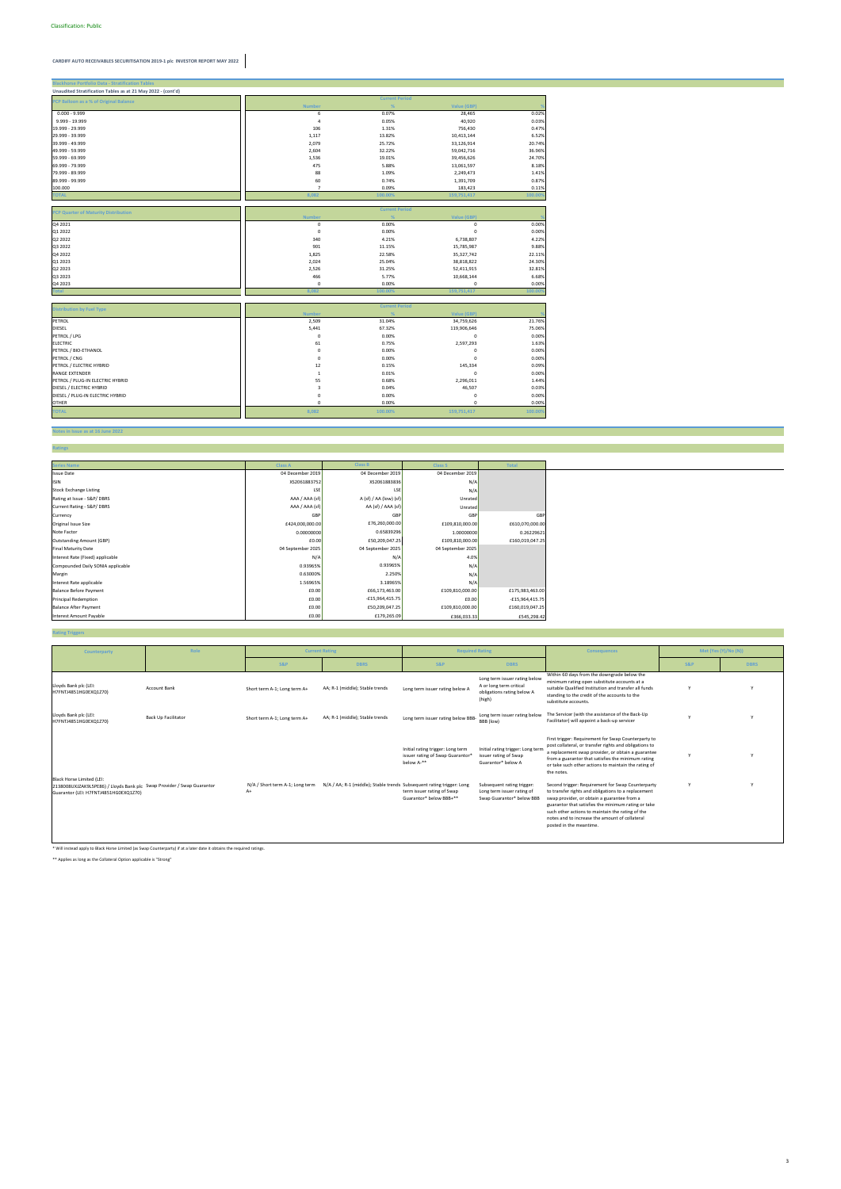Classification: Public

**CARDIFF AUTO RECEIVABLES SECURITISATION 2019-1 plc INVESTOR REPORT MAY 2022**

## Blackhorse Portfolio Data - Stratification Tables

**Unaudited Stratification Tables as at 21 May 2022 - (cont'd)**

| PCP Balloon as a % of Original Balance | Current Period | | | |
|---|---|---|---|---|
| | Number | % | Value (GBP) | % |
| 0.000 - 9.999 | 6 | 0.07% | 28,465 | 0.02% |
| 9.999 - 19.999 | 4 | 0.05% | 40,920 | 0.03% |
| 19.999 - 29.999 | 106 | 1.31% | 756,430 | 0.47% |
| 29.999 - 39.999 | 1,117 | 13.82% | 10,413,144 | 6.52% |
| 39.999 - 49.999 | 2,079 | 25.72% | 33,126,914 | 20.74% |
| 49.999 - 59.999 | 2,604 | 32.22% | 59,042,716 | 36.96% |
| 59.999 - 69.999 | 1,536 | 19.01% | 39,456,626 | 24.70% |
| 69.999 - 79.999 | 475 | 5.88% | 13,061,597 | 8.18% |
| 79.999 - 89.999 | 88 | 1.09% | 2,249,473 | 1.41% |
| 89.999 - 99.999 | 60 | 0.74% | 1,391,709 | 0.87% |
| 100.000 | 7 | 0.09% | 183,423 | 0.11% |
| TOTAL | 8,082 | 100.00% | 159,751,417 | 100.00% |

| PCP Quarter of Maturity Distribution | Current Period | | | |
|---|---|---|---|---|
| | Number | % | Value (GBP) | % |
| Q4 2021 | 0 | 0.00% | 0 | 0.00% |
| Q1 2022 | 0 | 0.00% | 0 | 0.00% |
| Q2 2022 | 340 | 4.21% | 6,738,807 | 4.22% |
| Q3 2022 | 901 | 11.15% | 15,785,987 | 9.88% |
| Q4 2022 | 1,825 | 22.58% | 35,327,742 | 22.11% |
| Q1 2023 | 2,024 | 25.04% | 38,818,822 | 24.30% |
| Q2 2023 | 2,526 | 31.25% | 52,411,915 | 32.81% |
| Q3 2023 | 466 | 5.77% | 10,668,144 | 6.68% |
| Q4 2023 | 0 | 0.00% | 0 | 0.00% |
| Total | 8,082 | 100.00% | 159,751,417 | 100.00% |

| Distribution by Fuel Type | Current Period | | | |
|---|---|---|---|---|
| | Number | % | Value (GBP) | % |
| PETROL | 2,509 | 31.04% | 34,759,626 | 21.76% |
| DIESEL | 5,441 | 67.32% | 119,906,646 | 75.06% |
| PETROL / LPG | 0 | 0.00% | 0 | 0.00% |
| ELECTRIC | 61 | 0.75% | 2,597,293 | 1.63% |
| PETROL / BIO-ETHANOL | 0 | 0.00% | 0 | 0.00% |
| PETROL / CNG | 0 | 0.00% | 0 | 0.00% |
| PETROL / ELECTRIC HYBRID | 12 | 0.15% | 145,334 | 0.09% |
| RANGE EXTENDER | 1 | 0.01% | 0 | 0.00% |
| PETROL / PLUG-IN ELECTRIC HYBRID | 55 | 0.68% | 2,296,011 | 1.44% |
| DIESEL / ELECTRIC HYBRID | 3 | 0.04% | 46,507 | 0.03% |
| DIESEL / PLUG-IN ELECTRIC HYBRID | 0 | 0.00% | 0 | 0.00% |
| OTHER | 0 | 0.00% | 0 | 0.00% |
| TOTAL | 8,082 | 100.00% | 159,751,417 | 100.00% |

## Notes in Issue as at 10 June 2022

### Ratings

| Series Name | Class A | Class B | Class S | Total |
|---|---|---|---|---|
| Issue Date | 04 December 2019 | 04 December 2019 | 04 December 2019 | |
| ISIN | XS2061883752 | XS2061883836 | N/A | |
| Stock Exchange Listing | LSE | LSE | N/A | |
| Rating at Issue - S&P/ DBRS | AAA / AAA (sf) | A (sf) / AA (low) (sf) | Unrated | |
| Current Rating - S&P/ DBRS | AAA / AAA (sf) | AA (sf) / AAA (sf) | Unrated | |
| Currency | GBP | GBP | GBP | GBP |
| Original Issue Size | £424,000,000.00 | £76,260,000.00 | £109,810,000.00 | £610,070,000.00 |
| Note Factor | 0.00000000 | 0.65839296 | 1.00000000 | 0.26229621 |
| Outstanding Amount (GBP) | £0.00 | £50,209,047.25 | £109,810,000.00 | £160,019,047.25 |
| Final Maturity Date | 04 September 2025 | 04 September 2025 | 04 September 2025 | |
| Interest Rate (Fixed) applicable | N/A | N/A | 4.0% | |
| Compounded Daily SONIA applicable | 0.93965% | 0.93965% | N/A | |
| Margin | 0.63000% | 2.250% | N/A | |
| Interest Rate applicable | 1.56965% | 3.18965% | N/A | |
| Balance Before Payment | £0.00 | £66,173,463.00 | £109,810,000.00 | £175,983,463.00 |
| Principal Redemption | £0.00 | -£15,964,415.75 | £0.00 | -£15,964,415.75 |
| Balance After Payment | £0.00 | £50,209,047.25 | £109,810,000.00 | £160,019,047.25 |
| Interest Amount Payable | £0.00 | £179,265.09 | £366,033.33 | £545,298.42 |

### Rating Triggers

| Counterparty | Role | Current Rating | | Required Rating | | Consequences | Met (Yes (Y)/No (N)) | |
|---|---|---|---|---|---|---|---|---|
| | | S&P | DBRS | S&P | DBRS | | S&P | DBRS |
| Lloyds Bank plc (LEI: H7FNTJ4851HG0EXQ1Z70) | Account Bank | Short term A-1; Long term A+ | AA; R-1 (middle); Stable trends | Long term issuer rating below A | Long term issuer rating below A or long term critical obligations rating below A (high) | Within 60 days from the downgrade below the minimum rating open substitute accounts at a suitable Qualified Institution and transfer all funds standing to the credit of the accounts to the substitute accounts. | Y | Y |
| Lloyds Bank plc (LEI: H7FNTJ4851HG0EXQ1Z70) | Back Up Facilitator | Short term A-1; Long term A+ | AA; R-1 (middle); Stable trends | Long term issuer rating below BBB- | Long term issuer rating below BBB (low) | The Servicer (with the assistance of the Back-Up Facilitator) will appoint a back-up servicer | Y | Y |
| Black Horse Limited (LEI: 2138008UXJZAK9L5PE86) / Lloyds Bank plc Guarantor (LEI: H7FNTJ4851HG0EXQ1Z70) | Swap Provider / Swap Guarantor | N/A / Short term A-1; Long term A+ | N/A / AA; R-1 (middle); Stable trends | Initial rating trigger: Long term issuer rating of Swap Guarantor* below A-** | Initial rating trigger: Long term issuer rating of Swap Guarantor* below A | First trigger: Requirement for Swap Counterparty to post collateral, or transfer rights and obligations to a replacement swap provider, or obtain a guarantee from a guarantor that satisfies the minimum rating or take such other actions to maintain the rating of the notes. | Y | Y |
| | | | | Subsequent rating trigger: Long term issuer rating of Swap Guarantor* below BBB+** | Subsequent rating trigger: Long term issuer rating of Swap Guarantor* below BBB | Second trigger: Requirement for Swap Counterparty to transfer rights and obligations to a replacement swap provider, or obtain a guarantee from a guarantor that satisfies the minimum rating or take such other actions to maintain the rating of the notes and to increase the amount of collateral posted in the meantime. | Y | Y |

\* Will instead apply to Black Horse Limited (as Swap Counterparty) if at a later date it obtains the required ratings.

\*\* Applies as long as the Collateral Option applicable is "Strong"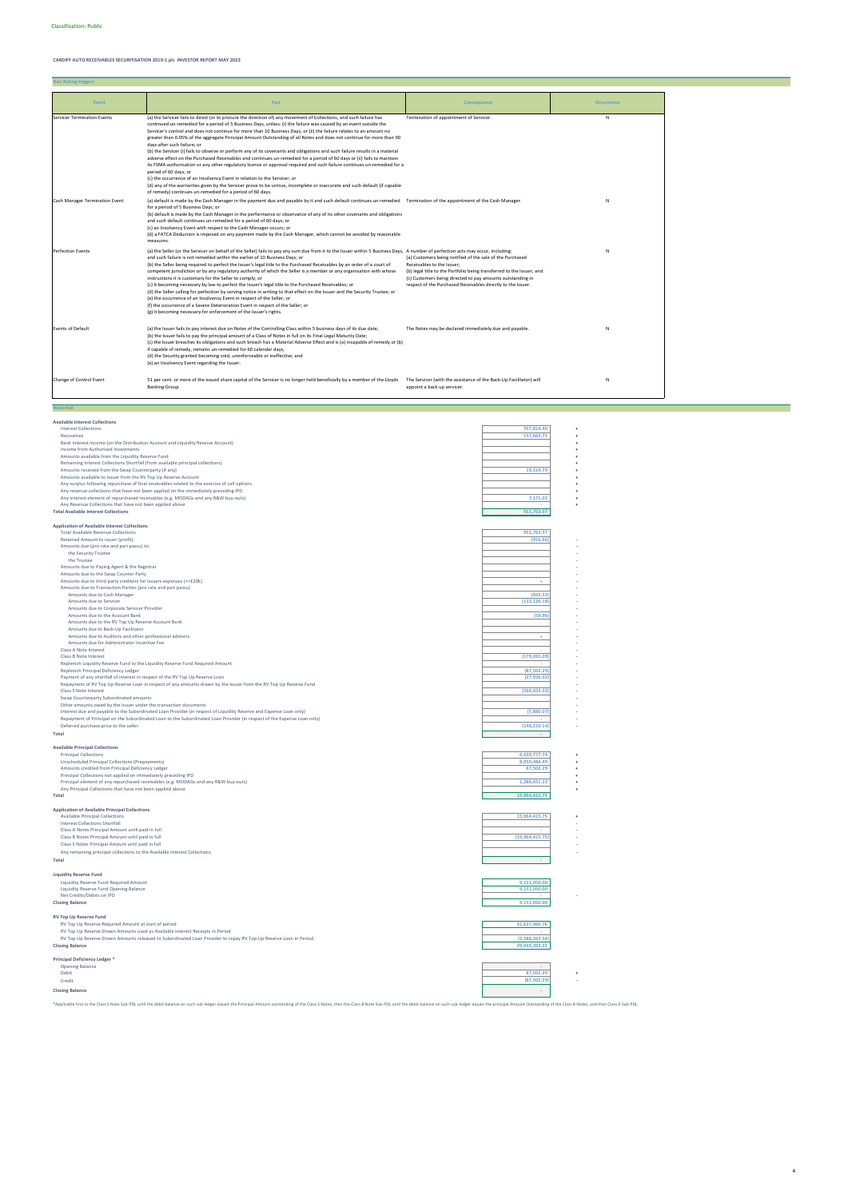Classification: Public

**CARDIFF AUTO RECEIVABLES SECURITISATION 2019-1 plc INVESTOR REPORT MAY 2022**

## Non Rating triggers

| Event | Test | Consequence | Occurrence |
|---|---|---|---|
| Servicer Termination Events | (a) the Servicer fails to direct (or to procure the direction of) any movement of Collections, and such failure has continued un-remedied for a period of 5 Business Days, unless: (i) the failure was caused by an event outside the Servicer's control and does not continue for more than 10 Business Days; or (ii) the failure relates to an amount no greater than 0.05% of the aggregate Principal Amount Outstanding of all Notes and does not continue for more than 90 days after such failure; or<br>(b) the Servicer (i) fails to observe or perform any of its covenants and obligations and such failure results in a material adverse effect on the Purchased Receivables and continues un-remedied for a period of 60 days or (ii) fails to maintain its FSMA authorisation or any other regulatory licence or approval required and such failure continues un-remedied for a period of 60 days; or<br>(c) the occurrence of an Insolvency Event in relation to the Servicer; or<br>(d) any of the warranties given by the Servicer prove to be untrue, incomplete or inaccurate and such default (if capable of remedy) continues un-remedied for a period of 60 days. | Termination of appointment of Servicer. | N |
| Cash Manager Termination Event | (a) default is made by the Cash Manager in the payment due and payable by it and such default continues un-remedied for a period of 5 Business Days; or<br>(b) default is made by the Cash Manager in the performance or observance of any of its other covenants and obligations and such default continues un-remedied for a period of 60 days; or<br>(c) an Insolvency Event with respect to the Cash Manager occurs; or<br>(d) a FATCA Deduction is imposed on any payment made by the Cash Manager, which cannot be avoided by reasonable measures. | Termination of the appointment of the Cash Manager. | N |
| Perfection Events | (a) the Seller (or the Servicer on behalf of the Seller) fails to pay any sum due from it to the Issuer within 5 Business Days, and such failure is not remedied within the earlier of 10 Business Days; or<br>(b) the Seller being required to perfect the Issuer's legal title to the Purchased Receivables by an order of a court of competent jurisdiction or by any regulatory authority of which the Seller is a member or any organisation with whose instructions it is customary for the Seller to comply; or<br>(c) it becoming necessary by law to perfect the Issuer's legal title to the Purchased Receivables; or<br>(d) the Seller calling for perfection by serving notice in writing to that effect on the Issuer and the Security Trustee; or<br>(e) the occurrence of an Insolvency Event in respect of the Seller; or<br>(f) the occurrence of a Severe Deterioration Event in respect of the Seller; or<br>(g) it becoming necessary for enforcement of the Issuer's rights. | A number of perfection acts may occur, including:<br>(a) Customers being notified of the sale of the Purchased Receivables to the Issuer;<br>(b) legal title to the Portfolio being transferred to the Issuer; and<br>(c) Customers being directed to pay amounts outstanding in respect of the Purchased Receivables directly to the Issuer. | N |
| Events of Default | (a) the Issuer fails to pay interest due on Notes of the Controlling Class within 5 business days of its due date;<br>(b) the Issuer fails to pay the principal amount of a Class of Notes in full on its Final Legal Maturity Date;<br>(c) the Issuer breaches its obligations and such breach has a Material Adverse Effect and is (a) incapable of remedy or (b) if capable of remedy, remains un-remedied for 60 calendar days;<br>(d) the Security granted becoming void, unenforceable or ineffective; and<br>(e) an Insolvency Event regarding the Issuer. | The Notes may be declared immediately due and payable. | N |
| Change of Control Event | 51 per cent. or more of the issued share capital of the Servicer is no longer held beneficially by a member of the Lloyds Banking Group | The Servicer (with the assistance of the Back-Up Facilitator) will appoint a back up servicer. | N |

## Waterfall

**Available Interest Collections**

| | | |
|---|---|---|
| Interest Collections | 767,814.40 | + |
| Recoveries | 157,663.75 | + |
| Bank interest income (on the Distribution Account and Liquidity Reserve Account) | | + |
| Income from Authorised Investments | | + |
| Amounts available from the Liquidity Reserve Fund | | + |
| Remaining Interest Collections Shortfall (from available principal collections) | | + |
| Amounts received from the Swap Counterparty (if any) | 19,114.79 | + |
| Amounts available to Issuer from the RV Top Up Reserve Account | | + |
| Any surplus following repurchase of final receivables related to the exercise of call options | | + |
| Any revenue collections that have not been applied on the immediately preceding IPD | | + |
| Any interest element of repurchased receivables (e.g. MODAGs and any R&W buy-outs) | 7,171.03 | + |
| Any Revenue Collections that have not been applied above | | + |
| **Total Available Interest Collections** | 951,763.97 | |

**Application of Available Interest Collections**

| | | |
|---|---|---|
| Total Available Revenue Collections | 951,763.97 | |
| Retained Amount to Issuer (profit) | (916.66) | - |
| Amounts due (pro rata and pari passu) to: | | - |
| the Security Trustee | | - |
| the Trustee | | - |
| Amounts due to Paying Agent & the Registrar | | - |
| Amounts due to the Swap Counter Party | | - |
| Amounts due to third party creditors for Issuers expenses (<=£20k) | - | - |
| Amounts due to Transaction Parties (pro rata and pari passu) | | - |
| Amounts due to Cash Manager | (833.33) | - |
| Amounts due to Servicer | (133,126.18) | - |
| Amounts due to Corporate Servicer Provider | | - |
| Amounts due to the Account Bank | (59.96) | - |
| Amounts due to the RV Top Up Reserve Account Bank | | - |
| Amounts due to Back-Up Facilitator | | - |
| Amounts due to Auditors and other professional advisors | - | - |
| Amounts due for Administrator Incentive Fee | | - |
| Class A Note Interest | - | - |
| Class B Note Interest | (179,265.09) | - |
| Replenish Liquidity Reserve Fund to the Liquidity Reserve Fund Required Amount | - | - |
| Replenish Principal Deficiency Ledger | (87,502.29) | - |
| Payment of any shortfall of interest in respect of the RV Top Up Reserve Loan | (27,936.92) | - |
| Repayment of RV Top Up Reserve Loan in respect of any amounts drawn by the Issuer from the RV Top Up Reserve Fund | | - |
| Class S Note Interest | (366,033.33) | - |
| Swap Counterparty Subordinated amounts | | - |
| Other amounts owed by the Issuer under the transaction documents | | - |
| Interest due and payable to the Subordinated Loan Provider (in respect of Liquidity Reserve and Expense Loan only) | (7,880.07) | - |
| Repayment of Principal on the Subordinated Loan to the Subordinated Loan Provider (in respect of the Expense Loan only) | - | - |
| Deferred purchase price to the seller | (148,210.14) | - |
| **Total** | - | |

**Available Principal Collections**

| | | |
|---|---|---|
| Principal Collections | 6,439,777.74 | + |
| Unscheduled Principal Collections (Prepayments) | 8,050,484.49 | + |
| Amounts credited from Principal Deficiency Ledger | 87,502.29 | + |
| Principal Collections not applied on immediately preceding IPD | | + |
| Principal element of any repurchased receivables (e.g. MODAGs and any R&W buy-outs) | 1,386,651.23 | + |
| Any Principal Collections that have not been applied above | | + |
| **Total** | 15,964,415.75 | |

**Application of Available Principal Collections**

| | | |
|---|---|---|
| Available Principal Collections | 15,964,415.75 | + |
| Interest Collections Shortfall | - | - |
| Class A Notes Principal Amount until paid in full | - | - |
| Class B Notes Principal Amount until paid in full | (15,964,415.75) | - |
| Class S Notes Principal Amount until paid in full | | - |
| Any remaining principal collections to the Available Interest Collections | | - |
| **Total** | - | |

**Liquidity Reserve Fund**

| | | |
|---|---|---|
| Liquidity Reserve Fund Required Amount | 9,151,050.00 | |
| Liquidity Reserve Fund Opening Balance | 9,151,050.00 | |
| Net Credits/Debits on IPD | - | - |
| **Closing Balance** | 9,151,050.00 | |

**RV Top Up Reserve Fund**

| | |
|---|---|
| RV Top Up Reserve Required Amount at start of period | 31,637,466.76 |
| RV Top Up Reserve Drawn Amounts used as Available Interest Receipts in Period | - |
| RV Top Up Reserve Drawn Amounts released to Subordinated Loan Provider to repay RV Top Up Reserve Loan in Period | (2,588,263.54) |
| **Closing Balance** | 29,049,203.22 |

**Principal Deficiency Ledger \***

| | | |
|---|---|---|
| Opening Balance | - | |
| Debit | 87,502.29 | + |
| Credit | (87,502.29) | - |
| **Closing Balance** | - | |

*Applicable first to the Class S Note Sub-PDL until the debit balance on such sub-ledger equals the Principal Amount outstanding of the Class S Notes, then the Class B Note Sub-PDL until the debit balance on such sub-ledger equals the principal Amount Outstanding of the Class B Notes, and then Class A Sub-PDL.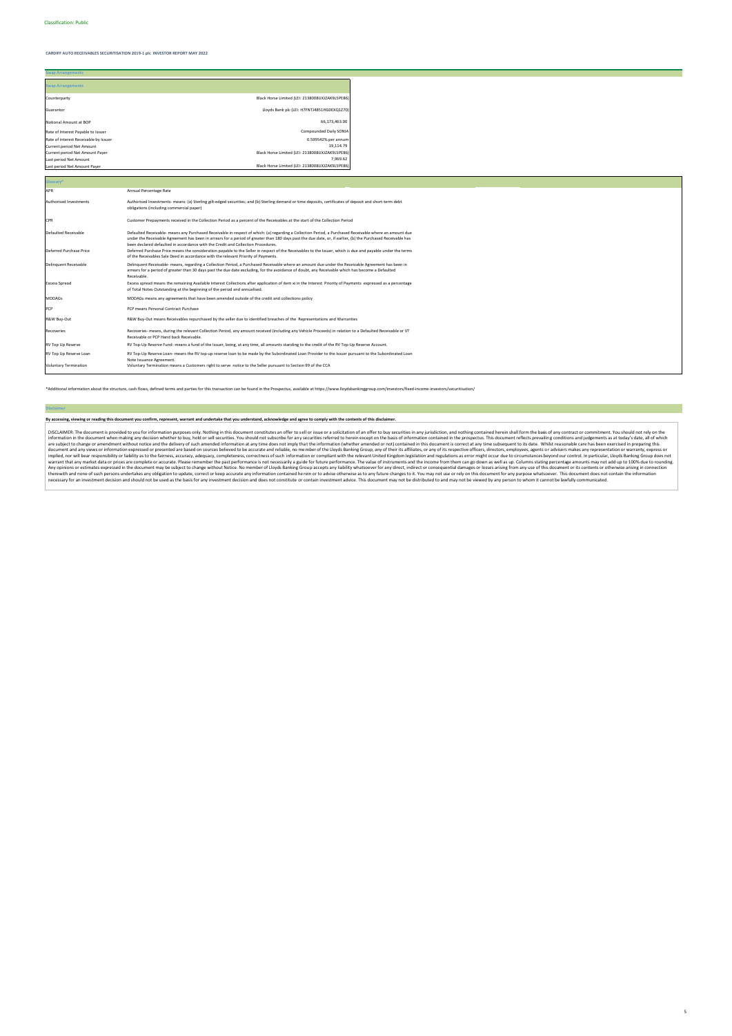CARDIFF AUTO RECEIVABLES SECURITISATION 2019-1 plc INVESTOR REPORT MAY 2022

## Swap Arrangements

| Swap Arrangements | |
|---|---|
| Counterparty | Black Horse Limited (LEI: 2138008UXJZAK9L5PE86) |
| Guarantor | Lloyds Bank plc (LEI: H7FNTJ4851HG0EXQ1Z70) |
| Notional Amount at BOP | 66,173,463.00 |
| Rate of Interest Payable to Issuer | Compounded Daily SONIA |
| Rate of interest Receivable by Issuer | 0.599542% per annum |
| Current period Net Amount | 19,114.79 |
| Current period Net Amount Payer | Black Horse Limited (LEI: 2138008UXJZAK9L5PE86) |
| Last period Net Amount | 7,969.62 |
| Last period Net Amount Payer | Black Horse Limited (LEI: 2138008UXJZAK9L5PE86) |

## Glossary*

| | |
|---|---|
| APR | Annual Percentage Rate |
| Authorised Investments | Authorised Investments- means: (a) Sterling gilt-edged securities; and (b) Sterling demand or time deposits, certificates of deposit and short-term debt obligations (including commercial paper) |
| CPR | Customer Prepayments received in the Collection Period as a percent of the Receivables at the start of the Collection Period |
| Defaulted Receivable | Defaulted Receivable- means any Purchased Receivable in respect of which: (a) regarding a Collection Period, a Purchased Receivable where an amount due under the Receivable Agreement has been in arrears for a period of greater than 180 days past the due date, or, if earlier, (b) the Purchased Receivable has been declared defaulted in accordance with the Credit and Collection Procedures. |
| Deferred Purchase Price | Deferred Purchase Price means the consideration payable to the Seller in respect of the Receivables to the Issuer, which is due and payable under the terms of the Receivables Sale Deed in accordance with the relevant Priority of Payments. |
| Delinquent Receivable | Delinquent Receivable- means, regarding a Collection Period, a Purchased Receivable where an amount due under the Receivable Agreement has been in arrears for a period of greater than 30 days past the due date excluding, for the avoidance of doubt, any Receivable which has become a Defaulted Receivable. |
| Excess Spread | Excess spread means the remaining Available Interest Collections after application of item xi in the Interest Priority of Payments expressed as a percentage of Total Notes Outstanding at the beginning of the period and annualised. |
| MODAGs | MODAGs means any agreements that have been amended outside of the credit and collections policy |
| PCP | PCP means Personal Contract Purchase |
| R&W Buy-Out | R&W Buy-Out means Receivables repurchased by the seller due to identified breaches of the Representations and Warranties |
| Recoveries | Recoveries- means, during the relevant Collection Period, any amount received (including any Vehicle Proceeds) in relation to a Defaulted Receivable or VT Receivable or PCP Hand back Receivable. |
| RV Top Up Reserve | RV Top-Up Reserve Fund- means a fund of the Issuer, being, at any time, all amounts standing to the credit of the RV Top-Up Reserve Account. |
| RV Top Up Reserve Loan | RV Top-Up Reserve Loan- means the RV top-up reserve loan to be made by the Subordinated Loan Provider to the Issuer pursuant to the Subordinated Loan Note Issuance Agreement. |
| Voluntary Termination | Voluntary Termination means a Customers right to serve notice to the Seller pursuant to Section 99 of the CCA |

*Additional information about the structure, cash flows, defined terms and parties for this transaction can be found in the Prospectus, available at https://www.lloydsbankinggroup.com/investors/fixed-income-investors/securitisation/

## Disclaimer

**By accessing, viewing or reading this document you confirm, represent, warrant and undertake that you understand, acknowledge and agree to comply with the contents of this disclaimer.**

DISCLAIMER: The document is provided to you for information purposes only. Nothing in this document constitutes an offer to sell or issue or a solicitation of an offer to buy securities in any jurisdiction, and nothing contained herein shall form the basis of any contract or commitment. You should not rely on the information in the document when making any decision whether to buy, hold or sell securities. You should not subscribe for any securities referred to herein except on the basis of information contained in the prospectus. This document reflects prevailing conditions and judgements as at today's date, all of which are subject to change or amendment without notice and the delivery of such amended information at any time does not imply that the information (whether amended or not) contained in this document is correct at any time subsequent to its date. Whilst reasonable care has been exercised in preparing this document and any views or information expressed or presented are based on sources believed to be accurate and reliable, no member of the Lloyds Banking Group, any of their its affiliates, or any of its respective officers, directors, employees, agents or advisers makes any representation or warranty, express or implied, nor will bear responsibility or liability as to the fairness, accuracy, adequacy, completeness, correctness of such information or compliant with the relevant United Kingdom legislation and regulations as error might occur due to circumstances beyond our control. In particular, Lloyds Banking Group does not warrant that any market data or prices are complete or accurate. Please remember the past performance is not necessarily a guide for future performance. The value of instruments and the income from them can go down as well as up. Columns stating percentage amounts may not add up to 100% due to rounding. Any opinions or estimates expressed in the document may be subject to change without Notice. No member of Lloyds Banking Group accepts any liability whatsoever for any direct, indirect or consequential damages or losses arising from any use of this document or its contents or otherwise arising in connection therewith and none of such persons undertakes any obligation to update, correct or keep accurate any information contained herein or to advise otherwise as to any future changes to it. You may not use or rely on this document for any purpose whatsoever. This document does not contain the information necessary for an investment decision and should not be used as the basis for any investment decision and does not constitute or contain investment advice. This document may not be distributed to and may not be viewed by any person to whom it cannot be lawfully communicated.